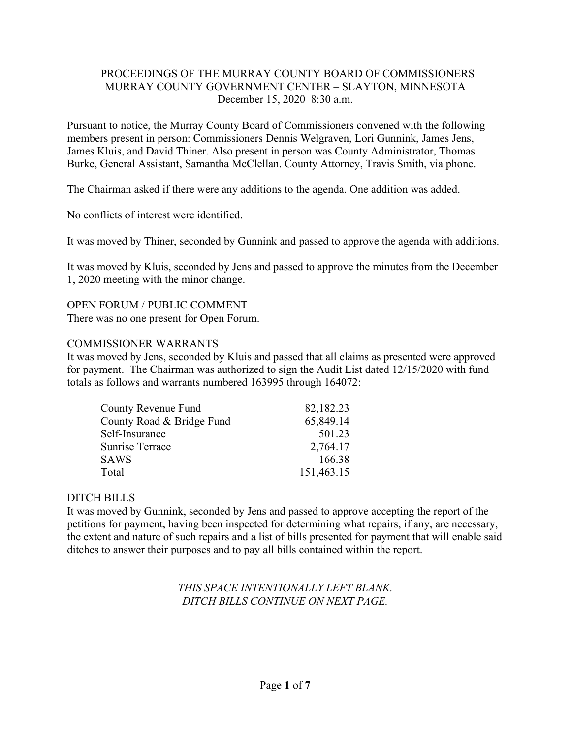PROCEEDINGS OF THE MURRAY COUNTY BOARD OF COMMISSIONERS
MURRAY COUNTY GOVERNMENT CENTER – SLAYTON, MINNESOTA
December 15, 2020 8:30 a.m.

Pursuant to notice, the Murray County Board of Commissioners convened with the following members present in person: Commissioners Dennis Welgraven, Lori Gunnink, James Jens, James Kluis, and David Thiner. Also present in person was County Administrator, Thomas Burke, General Assistant, Samantha McClellan. County Attorney, Travis Smith, via phone.

The Chairman asked if there were any additions to the agenda. One addition was added.

No conflicts of interest were identified.

It was moved by Thiner, seconded by Gunnink and passed to approve the agenda with additions.

It was moved by Kluis, seconded by Jens and passed to approve the minutes from the December 1, 2020 meeting with the minor change.

OPEN FORUM / PUBLIC COMMENT
There was no one present for Open Forum.

COMMISSIONER WARRANTS
It was moved by Jens, seconded by Kluis and passed that all claims as presented were approved for payment. The Chairman was authorized to sign the Audit List dated 12/15/2020 with fund totals as follows and warrants numbered 163995 through 164072:

| | |
|---|---:|
| County Revenue Fund | 82,182.23 |
| County Road & Bridge Fund | 65,849.14 |
| Self-Insurance | 501.23 |
| Sunrise Terrace | 2,764.17 |
| SAWS | 166.38 |
| Total | 151,463.15 |

DITCH BILLS
It was moved by Gunnink, seconded by Jens and passed to approve accepting the report of the petitions for payment, having been inspected for determining what repairs, if any, are necessary, the extent and nature of such repairs and a list of bills presented for payment that will enable said ditches to answer their purposes and to pay all bills contained within the report.

*THIS SPACE INTENTIONALLY LEFT BLANK.*
*DITCH BILLS CONTINUE ON NEXT PAGE.*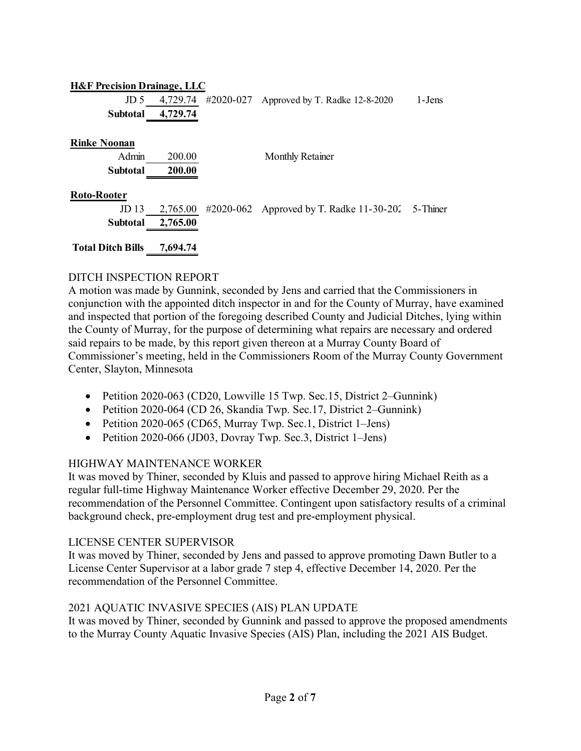**H&F Precision Drainage, LLC**

| | | | | |
|---|---|---|---|---|
| JD 5 | 4,729.74 | #2020-027 | Approved by T. Radke 12-8-2020 | 1-Jens |
| **Subtotal** | **4,729.74** | | | |

**Rinke Noonan**

| | | | | |
|---|---|---|---|---|
| Admin | 200.00 | | Monthly Retainer | |
| **Subtotal** | **200.00** | | | |

**Roto-Rooter**

| | | | | |
|---|---|---|---|---|
| JD 13 | 2,765.00 | #2020-062 | Approved by T. Radke 11-30-202 | 5-Thiner |
| **Subtotal** | **2,765.00** | | | |

**Total Ditch Bills 7,694.74**

DITCH INSPECTION REPORT

A motion was made by Gunnink, seconded by Jens and carried that the Commissioners in conjunction with the appointed ditch inspector in and for the County of Murray, have examined and inspected that portion of the foregoing described County and Judicial Ditches, lying within the County of Murray, for the purpose of determining what repairs are necessary and ordered said repairs to be made, by this report given thereon at a Murray County Board of Commissioner's meeting, held in the Commissioners Room of the Murray County Government Center, Slayton, Minnesota

- Petition 2020-063 (CD20, Lowville 15 Twp. Sec.15, District 2–Gunnink)
- Petition 2020-064 (CD 26, Skandia Twp. Sec.17, District 2–Gunnink)
- Petition 2020-065 (CD65, Murray Twp. Sec.1, District 1–Jens)
- Petition 2020-066 (JD03, Dovray Twp. Sec.3, District 1–Jens)

HIGHWAY MAINTENANCE WORKER

It was moved by Thiner, seconded by Kluis and passed to approve hiring Michael Reith as a regular full-time Highway Maintenance Worker effective December 29, 2020. Per the recommendation of the Personnel Committee. Contingent upon satisfactory results of a criminal background check, pre-employment drug test and pre-employment physical.

LICENSE CENTER SUPERVISOR

It was moved by Thiner, seconded by Jens and passed to approve promoting Dawn Butler to a License Center Supervisor at a labor grade 7 step 4, effective December 14, 2020. Per the recommendation of the Personnel Committee.

2021 AQUATIC INVASIVE SPECIES (AIS) PLAN UPDATE

It was moved by Thiner, seconded by Gunnink and passed to approve the proposed amendments to the Murray County Aquatic Invasive Species (AIS) Plan, including the 2021 AIS Budget.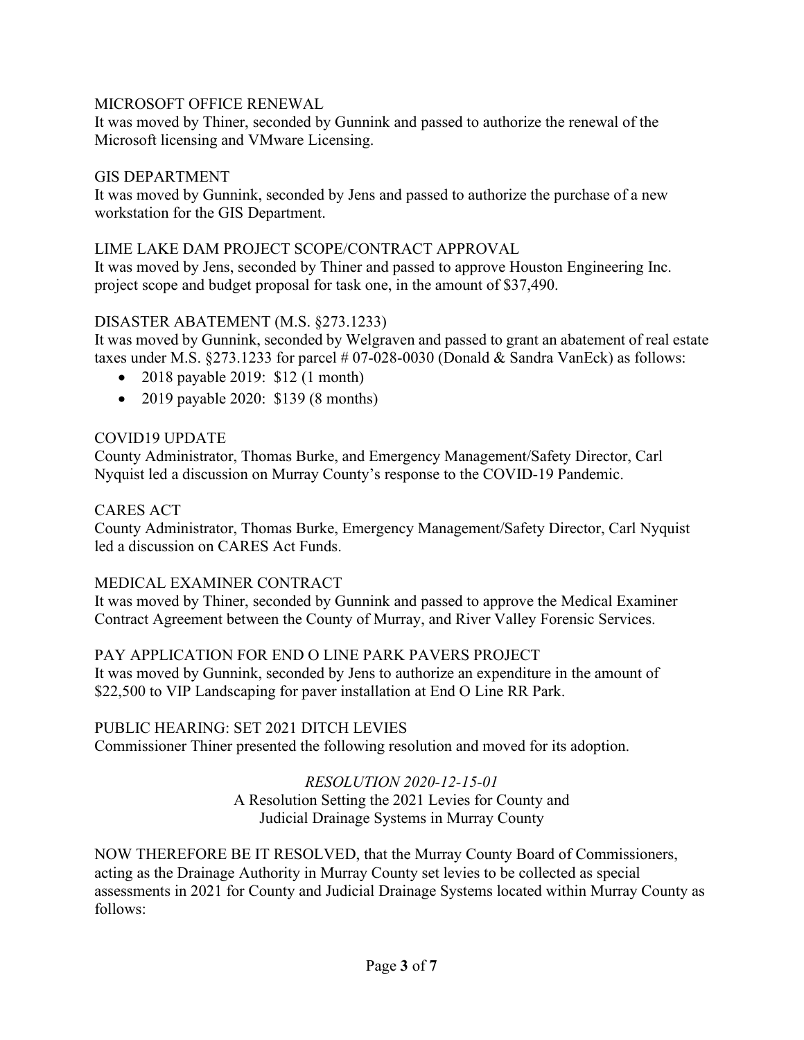## MICROSOFT OFFICE RENEWAL

It was moved by Thiner, seconded by Gunnink and passed to authorize the renewal of the Microsoft licensing and VMware Licensing.

## GIS DEPARTMENT

It was moved by Gunnink, seconded by Jens and passed to authorize the purchase of a new workstation for the GIS Department.

## LIME LAKE DAM PROJECT SCOPE/CONTRACT APPROVAL

It was moved by Jens, seconded by Thiner and passed to approve Houston Engineering Inc. project scope and budget proposal for task one, in the amount of $37,490.

## DISASTER ABATEMENT (M.S. §273.1233)

It was moved by Gunnink, seconded by Welgraven and passed to grant an abatement of real estate taxes under M.S. §273.1233 for parcel # 07-028-0030 (Donald & Sandra VanEck) as follows:

- 2018 payable 2019: $12 (1 month)
- 2019 payable 2020: $139 (8 months)

## COVID19 UPDATE

County Administrator, Thomas Burke, and Emergency Management/Safety Director, Carl Nyquist led a discussion on Murray County's response to the COVID-19 Pandemic.

## CARES ACT

County Administrator, Thomas Burke, Emergency Management/Safety Director, Carl Nyquist led a discussion on CARES Act Funds.

## MEDICAL EXAMINER CONTRACT

It was moved by Thiner, seconded by Gunnink and passed to approve the Medical Examiner Contract Agreement between the County of Murray, and River Valley Forensic Services.

## PAY APPLICATION FOR END O LINE PARK PAVERS PROJECT

It was moved by Gunnink, seconded by Jens to authorize an expenditure in the amount of $22,500 to VIP Landscaping for paver installation at End O Line RR Park.

## PUBLIC HEARING: SET 2021 DITCH LEVIES

Commissioner Thiner presented the following resolution and moved for its adoption.

*RESOLUTION 2020-12-15-01*

A Resolution Setting the 2021 Levies for County and Judicial Drainage Systems in Murray County

NOW THEREFORE BE IT RESOLVED, that the Murray County Board of Commissioners, acting as the Drainage Authority in Murray County set levies to be collected as special assessments in 2021 for County and Judicial Drainage Systems located within Murray County as follows: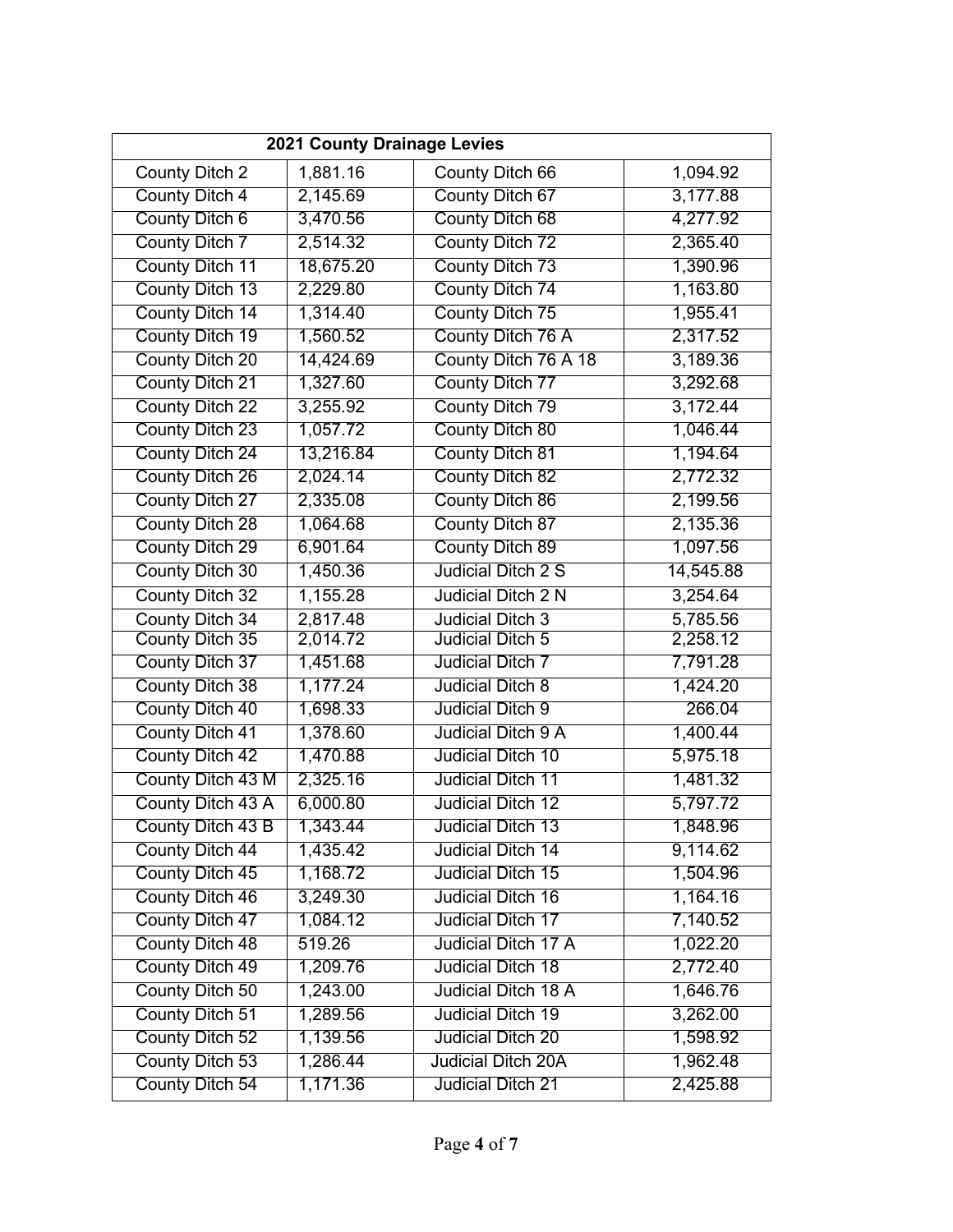| 2021 County Drainage Levies | | | |
|---|---|---|---|
| County Ditch 2 | 1,881.16 | County Ditch 66 | 1,094.92 |
| County Ditch 4 | 2,145.69 | County Ditch 67 | 3,177.88 |
| County Ditch 6 | 3,470.56 | County Ditch 68 | 4,277.92 |
| County Ditch 7 | 2,514.32 | County Ditch 72 | 2,365.40 |
| County Ditch 11 | 18,675.20 | County Ditch 73 | 1,390.96 |
| County Ditch 13 | 2,229.80 | County Ditch 74 | 1,163.80 |
| County Ditch 14 | 1,314.40 | County Ditch 75 | 1,955.41 |
| County Ditch 19 | 1,560.52 | County Ditch 76 A | 2,317.52 |
| County Ditch 20 | 14,424.69 | County Ditch 76 A 18 | 3,189.36 |
| County Ditch 21 | 1,327.60 | County Ditch 77 | 3,292.68 |
| County Ditch 22 | 3,255.92 | County Ditch 79 | 3,172.44 |
| County Ditch 23 | 1,057.72 | County Ditch 80 | 1,046.44 |
| County Ditch 24 | 13,216.84 | County Ditch 81 | 1,194.64 |
| County Ditch 26 | 2,024.14 | County Ditch 82 | 2,772.32 |
| County Ditch 27 | 2,335.08 | County Ditch 86 | 2,199.56 |
| County Ditch 28 | 1,064.68 | County Ditch 87 | 2,135.36 |
| County Ditch 29 | 6,901.64 | County Ditch 89 | 1,097.56 |
| County Ditch 30 | 1,450.36 | Judicial Ditch 2 S | 14,545.88 |
| County Ditch 32 | 1,155.28 | Judicial Ditch 2 N | 3,254.64 |
| County Ditch 34 | 2,817.48 | Judicial Ditch 3 | 5,785.56 |
| County Ditch 35 | 2,014.72 | Judicial Ditch 5 | 2,258.12 |
| County Ditch 37 | 1,451.68 | Judicial Ditch 7 | 7,791.28 |
| County Ditch 38 | 1,177.24 | Judicial Ditch 8 | 1,424.20 |
| County Ditch 40 | 1,698.33 | Judicial Ditch 9 | 266.04 |
| County Ditch 41 | 1,378.60 | Judicial Ditch 9 A | 1,400.44 |
| County Ditch 42 | 1,470.88 | Judicial Ditch 10 | 5,975.18 |
| County Ditch 43 M | 2,325.16 | Judicial Ditch 11 | 1,481.32 |
| County Ditch 43 A | 6,000.80 | Judicial Ditch 12 | 5,797.72 |
| County Ditch 43 B | 1,343.44 | Judicial Ditch 13 | 1,848.96 |
| County Ditch 44 | 1,435.42 | Judicial Ditch 14 | 9,114.62 |
| County Ditch 45 | 1,168.72 | Judicial Ditch 15 | 1,504.96 |
| County Ditch 46 | 3,249.30 | Judicial Ditch 16 | 1,164.16 |
| County Ditch 47 | 1,084.12 | Judicial Ditch 17 | 7,140.52 |
| County Ditch 48 | 519.26 | Judicial Ditch 17 A | 1,022.20 |
| County Ditch 49 | 1,209.76 | Judicial Ditch 18 | 2,772.40 |
| County Ditch 50 | 1,243.00 | Judicial Ditch 18 A | 1,646.76 |
| County Ditch 51 | 1,289.56 | Judicial Ditch 19 | 3,262.00 |
| County Ditch 52 | 1,139.56 | Judicial Ditch 20 | 1,598.92 |
| County Ditch 53 | 1,286.44 | Judicial Ditch 20A | 1,962.48 |
| County Ditch 54 | 1,171.36 | Judicial Ditch 21 | 2,425.88 |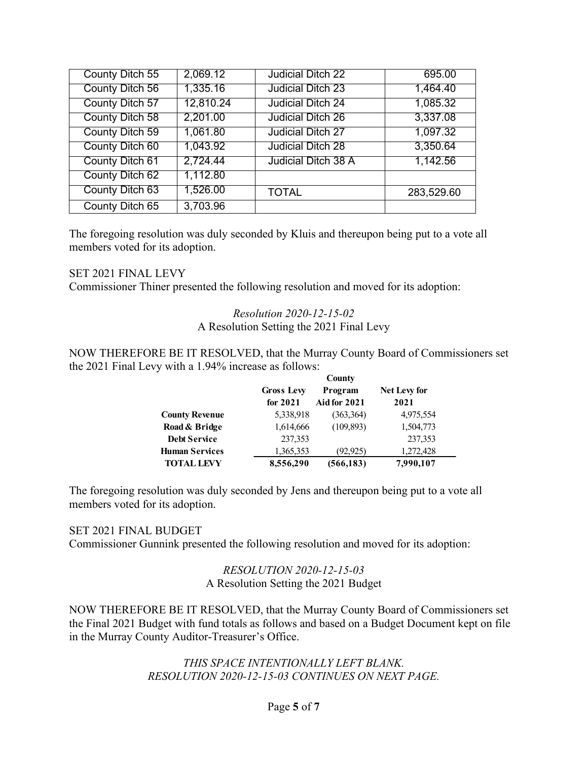| County Ditch 55 | 2,069.12 | Judicial Ditch 22 | 695.00 |
|---|---|---|---|
| County Ditch 56 | 1,335.16 | Judicial Ditch 23 | 1,464.40 |
| County Ditch 57 | 12,810.24 | Judicial Ditch 24 | 1,085.32 |
| County Ditch 58 | 2,201.00 | Judicial Ditch 26 | 3,337.08 |
| County Ditch 59 | 1,061.80 | Judicial Ditch 27 | 1,097.32 |
| County Ditch 60 | 1,043.92 | Judicial Ditch 28 | 3,350.64 |
| County Ditch 61 | 2,724.44 | Judicial Ditch 38 A | 1,142.56 |
| County Ditch 62 | 1,112.80 | | |
| County Ditch 63 | 1,526.00 | TOTAL | 283,529.60 |
| County Ditch 65 | 3,703.96 | | |

The foregoing resolution was duly seconded by Kluis and thereupon being put to a vote all members voted for its adoption.

SET 2021 FINAL LEVY

Commissioner Thiner presented the following resolution and moved for its adoption:

*Resolution 2020-12-15-02*

A Resolution Setting the 2021 Final Levy

NOW THEREFORE BE IT RESOLVED, that the Murray County Board of Commissioners set the 2021 Final Levy with a 1.94% increase as follows:

| | Gross Levy for 2021 | County Program Aid for 2021 | Net Levy for 2021 |
|---|---|---|---|
| **County Revenue** | 5,338,918 | (363,364) | 4,975,554 |
| **Road & Bridge** | 1,614,666 | (109,893) | 1,504,773 |
| **Debt Service** | 237,353 | | 237,353 |
| **Human Services** | 1,365,353 | (92,925) | 1,272,428 |
| **TOTAL LEVY** | **8,556,290** | **(566,183)** | **7,990,107** |

The foregoing resolution was duly seconded by Jens and thereupon being put to a vote all members voted for its adoption.

SET 2021 FINAL BUDGET

Commissioner Gunnink presented the following resolution and moved for its adoption:

*RESOLUTION 2020-12-15-03*

A Resolution Setting the 2021 Budget

NOW THEREFORE BE IT RESOLVED, that the Murray County Board of Commissioners set the Final 2021 Budget with fund totals as follows and based on a Budget Document kept on file in the Murray County Auditor-Treasurer's Office.

*THIS SPACE INTENTIONALLY LEFT BLANK.*
*RESOLUTION 2020-12-15-03 CONTINUES ON NEXT PAGE.*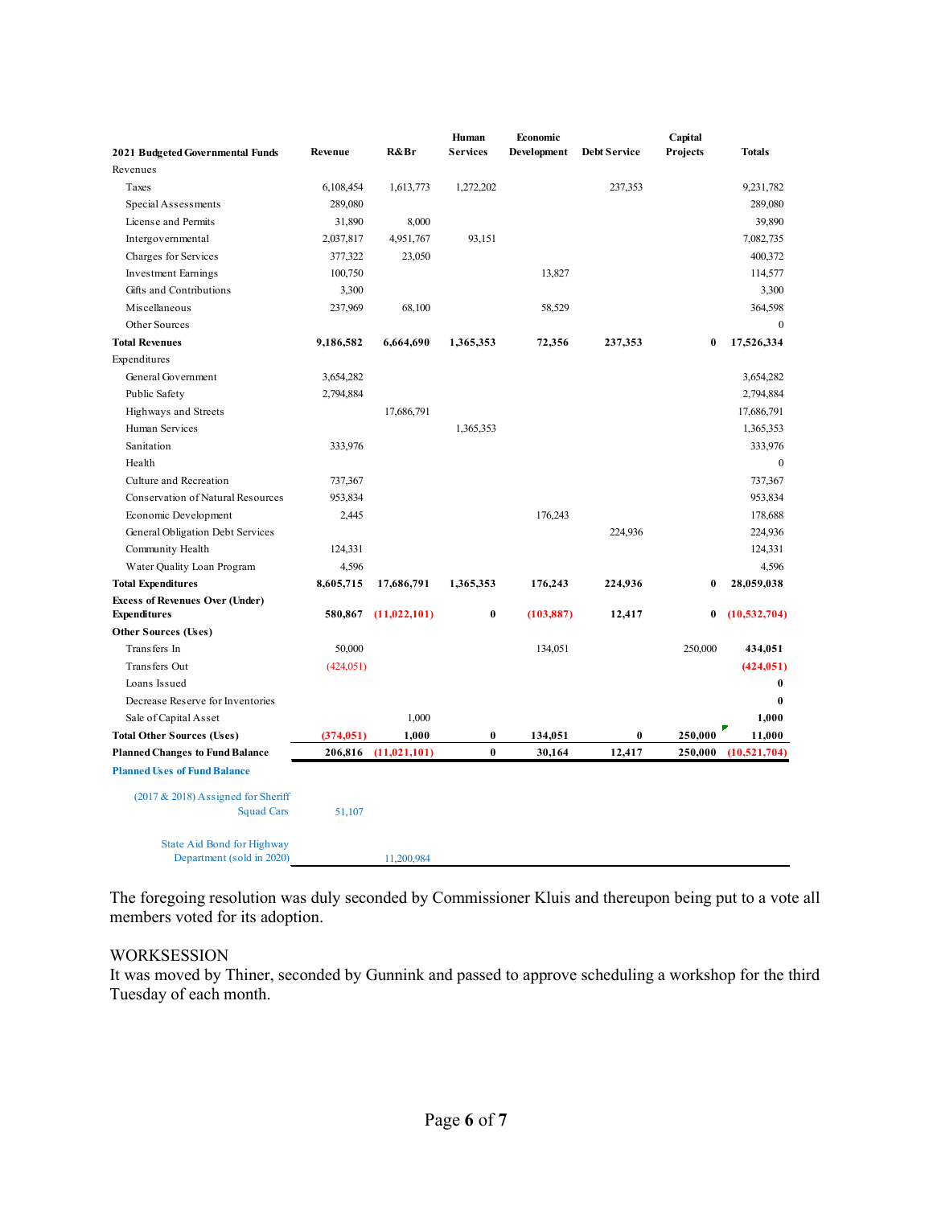| 2021 Budgeted Governmental Funds | Revenue | R&Br | Human Services | Economic Development | Debt Service | Capital Projects | Totals |
|---|---|---|---|---|---|---|---|
| Revenues | | | | | | | |
| Taxes | 6,108,454 | 1,613,773 | 1,272,202 | | 237,353 | | 9,231,782 |
| Special Assessments | 289,080 | | | | | | 289,080 |
| License and Permits | 31,890 | 8,000 | | | | | 39,890 |
| Intergovernmental | 2,037,817 | 4,951,767 | 93,151 | | | | 7,082,735 |
| Charges for Services | 377,322 | 23,050 | | | | | 400,372 |
| Investment Earnings | 100,750 | | | 13,827 | | | 114,577 |
| Gifts and Contributions | 3,300 | | | | | | 3,300 |
| Miscellaneous | 237,969 | 68,100 | | 58,529 | | | 364,598 |
| Other Sources | | | | | | | 0 |
| **Total Revenues** | **9,186,582** | **6,664,690** | **1,365,353** | **72,356** | **237,353** | **0** | **17,526,334** |
| Expenditures | | | | | | | |
| General Government | 3,654,282 | | | | | | 3,654,282 |
| Public Safety | 2,794,884 | | | | | | 2,794,884 |
| Highways and Streets | | 17,686,791 | | | | | 17,686,791 |
| Human Services | | | 1,365,353 | | | | 1,365,353 |
| Sanitation | 333,976 | | | | | | 333,976 |
| Health | | | | | | | 0 |
| Culture and Recreation | 737,367 | | | | | | 737,367 |
| Conservation of Natural Resources | 953,834 | | | | | | 953,834 |
| Economic Development | 2,445 | | | 176,243 | | | 178,688 |
| General Obligation Debt Services | | | | | 224,936 | | 224,936 |
| Community Health | 124,331 | | | | | | 124,331 |
| Water Quality Loan Program | 4,596 | | | | | | 4,596 |
| **Total Expenditures** | **8,605,715** | **17,686,791** | **1,365,353** | **176,243** | **224,936** | **0** | **28,059,038** |
| **Excess of Revenues Over (Under) Expenditures** | **580,867** | **(11,022,101)** | **0** | **(103,887)** | **12,417** | **0** | **(10,532,704)** |
| **Other Sources (Uses)** | | | | | | | |
| Transfers In | 50,000 | | | 134,051 | | 250,000 | **434,051** |
| Transfers Out | (424,051) | | | | | | **(424,051)** |
| Loans Issued | | | | | | | **0** |
| Decrease Reserve for Inventories | | | | | | | **0** |
| Sale of Capital Asset | | 1,000 | | | | | **1,000** |
| **Total Other Sources (Uses)** | **(374,051)** | **1,000** | **0** | **134,051** | **0** | **250,000** | **11,000** |
| **Planned Changes to Fund Balance** | **206,816** | **(11,021,101)** | **0** | **30,164** | **12,417** | **250,000** | **(10,521,704)** |
| **Planned Uses of Fund Balance** | | | | | | | |
| (2017 & 2018) Assigned for Sheriff Squad Cars | 51,107 | | | | | | |
| State Aid Bond for Highway Department (sold in 2020) | | 11,200,984 | | | | | |

The foregoing resolution was duly seconded by Commissioner Kluis and thereupon being put to a vote all members voted for its adoption.

WORKSESSION

It was moved by Thiner, seconded by Gunnink and passed to approve scheduling a workshop for the third Tuesday of each month.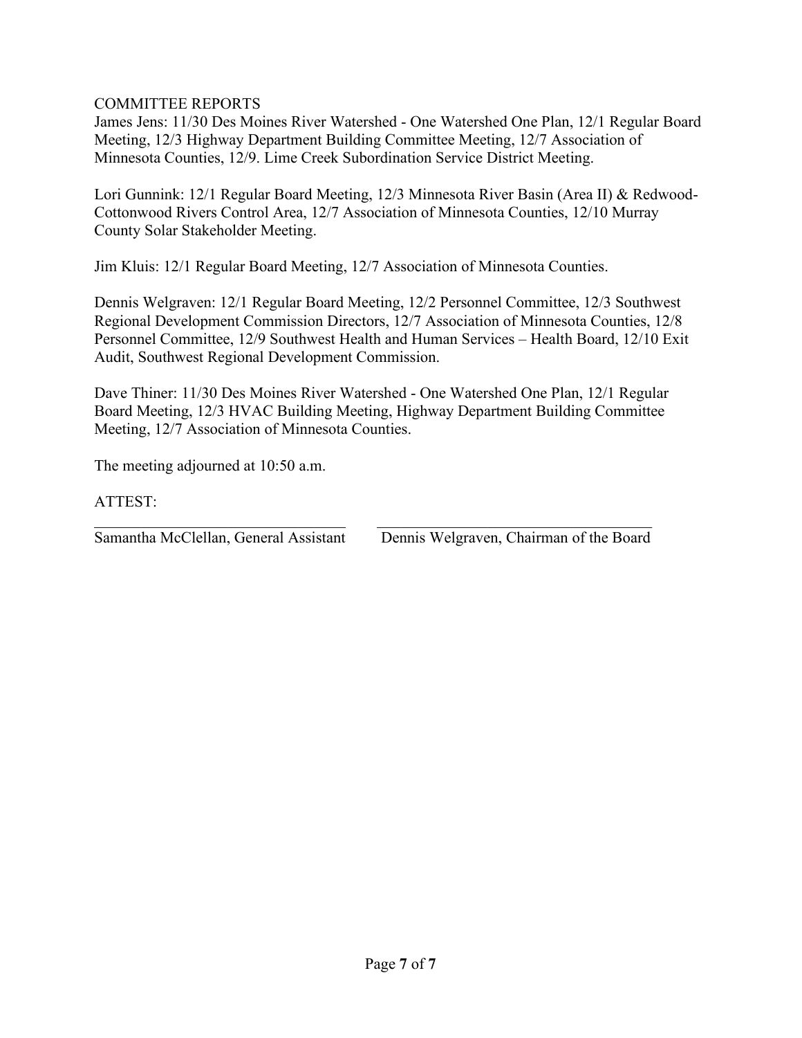COMMITTEE REPORTS

James Jens: 11/30 Des Moines River Watershed - One Watershed One Plan, 12/1 Regular Board Meeting, 12/3 Highway Department Building Committee Meeting, 12/7 Association of Minnesota Counties, 12/9. Lime Creek Subordination Service District Meeting.

Lori Gunnink: 12/1 Regular Board Meeting, 12/3 Minnesota River Basin (Area II) & Redwood-Cottonwood Rivers Control Area, 12/7 Association of Minnesota Counties, 12/10 Murray County Solar Stakeholder Meeting.

Jim Kluis: 12/1 Regular Board Meeting, 12/7 Association of Minnesota Counties.

Dennis Welgraven: 12/1 Regular Board Meeting, 12/2 Personnel Committee, 12/3 Southwest Regional Development Commission Directors, 12/7 Association of Minnesota Counties, 12/8 Personnel Committee, 12/9 Southwest Health and Human Services – Health Board, 12/10 Exit Audit, Southwest Regional Development Commission.

Dave Thiner: 11/30 Des Moines River Watershed - One Watershed One Plan, 12/1 Regular Board Meeting, 12/3 HVAC Building Meeting, Highway Department Building Committee Meeting, 12/7 Association of Minnesota Counties.

The meeting adjourned at 10:50 a.m.

ATTEST:

\_\_\_\_\_\_\_\_\_\_\_\_\_\_\_\_\_\_\_\_\_\_\_\_\_\_\_\_\_\_\_\_ \_\_\_\_\_\_\_\_\_\_\_\_\_\_\_\_\_\_\_\_\_\_\_\_\_\_\_\_\_\_\_\_\_\_\_

Samantha McClellan, General Assistant Dennis Welgraven, Chairman of the Board